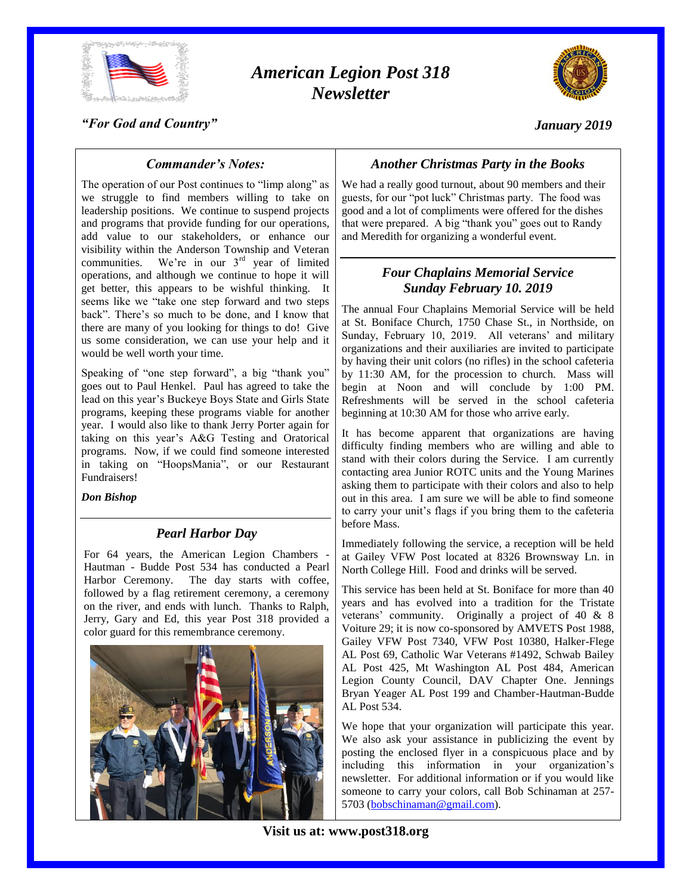# *American Legion Post 318 Newsletter*

*"For God and Country"*

*January 2019*

## *Commander's Notes:*

The operation of our Post continues to "limp along" as we struggle to find members willing to take on leadership positions. We continue to suspend projects and programs that provide funding for our operations, add value to our stakeholders, or enhance our visibility within the Anderson Township and Veteran communities. We're in our 3rd year of limited operations, and although we continue to hope it will get better, this appears to be wishful thinking. It seems like we "take one step forward and two steps back". There's so much to be done, and I know that there are many of you looking for things to do! Give us some consideration, we can use your help and it would be well worth your time.

Speaking of "one step forward", a big "thank you" goes out to Paul Henkel. Paul has agreed to take the lead on this year's Buckeye Boys State and Girls State programs, keeping these programs viable for another year. I would also like to thank Jerry Porter again for taking on this year's A&G Testing and Oratorical programs. Now, if we could find someone interested in taking on "HoopsMania", or our Restaurant Fundraisers!

***Don Bishop***

## *Pearl Harbor Day*

For 64 years, the American Legion Chambers - Hautman - Budde Post 534 has conducted a Pearl Harbor Ceremony. The day starts with coffee, followed by a flag retirement ceremony, a ceremony on the river, and ends with lunch. Thanks to Ralph, Jerry, Gary and Ed, this year Post 318 provided a color guard for this remembrance ceremony.

## *Another Christmas Party in the Books*

We had a really good turnout, about 90 members and their guests, for our "pot luck" Christmas party. The food was good and a lot of compliments were offered for the dishes that were prepared. A big "thank you" goes out to Randy and Meredith for organizing a wonderful event.

## *Four Chaplains Memorial Service Sunday February 10. 2019*

The annual Four Chaplains Memorial Service will be held at St. Boniface Church, 1750 Chase St., in Northside, on Sunday, February 10, 2019. All veterans' and military organizations and their auxiliaries are invited to participate by having their unit colors (no rifles) in the school cafeteria by 11:30 AM, for the procession to church. Mass will begin at Noon and will conclude by 1:00 PM. Refreshments will be served in the school cafeteria beginning at 10:30 AM for those who arrive early.

It has become apparent that organizations are having difficulty finding members who are willing and able to stand with their colors during the Service. I am currently contacting area Junior ROTC units and the Young Marines asking them to participate with their colors and also to help out in this area. I am sure we will be able to find someone to carry your unit's flags if you bring them to the cafeteria before Mass.

Immediately following the service, a reception will be held at Gailey VFW Post located at 8326 Brownsway Ln. in North College Hill. Food and drinks will be served.

This service has been held at St. Boniface for more than 40 years and has evolved into a tradition for the Tristate veterans' community. Originally a project of 40 & 8 Voiture 29; it is now co-sponsored by AMVETS Post 1988, Gailey VFW Post 7340, VFW Post 10380, Halker-Flege AL Post 69, Catholic War Veterans #1492, Schwab Bailey AL Post 425, Mt Washington AL Post 484, American Legion County Council, DAV Chapter One. Jennings Bryan Yeager AL Post 199 and Chamber-Hautman-Budde AL Post 534.

We hope that your organization will participate this year. We also ask your assistance in publicizing the event by posting the enclosed flyer in a conspicuous place and by including this information in your organization's newsletter. For additional information or if you would like someone to carry your colors, call Bob Schinaman at 257-5703 (bobschinaman@gmail.com).

**Visit us at: www.post318.org**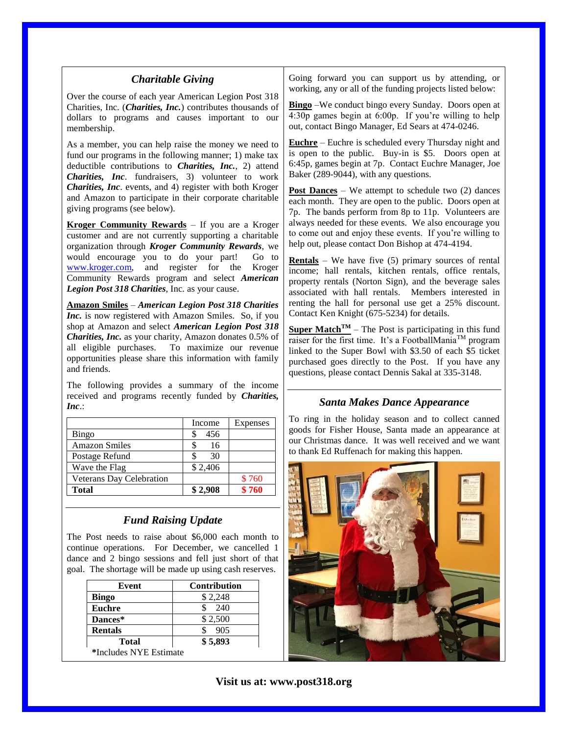## *Charitable Giving*

Over the course of each year American Legion Post 318 Charities, Inc. (***Charities, Inc.***) contributes thousands of dollars to programs and causes important to our membership.

As a member, you can help raise the money we need to fund our programs in the following manner; 1) make tax deductible contributions to ***Charities, Inc.***, 2) attend ***Charities, Inc***. fundraisers, 3) volunteer to work ***Charities, Inc***. events, and 4) register with both Kroger and Amazon to participate in their corporate charitable giving programs (see below).

**Kroger Community Rewards** – If you are a Kroger customer and are not currently supporting a charitable organization through ***Kroger Community Rewards***, we would encourage you to do your part! Go to www.kroger.com, and register for the Kroger Community Rewards program and select ***American Legion Post 318 Charities***, Inc. as your cause.

**Amazon Smiles** – ***American Legion Post 318 Charities Inc.*** is now registered with Amazon Smiles. So, if you shop at Amazon and select ***American Legion Post 318 Charities, Inc.*** as your charity, Amazon donates 0.5% of all eligible purchases. To maximize our revenue opportunities please share this information with family and friends.

The following provides a summary of the income received and programs recently funded by ***Charities, Inc***.:

| | Income | Expenses |
|---|---|---|
| Bingo | $ 456 | |
| Amazon Smiles | $ 16 | |
| Postage Refund | $ 30 | |
| Wave the Flag | $ 2,406 | |
| Veterans Day Celebration | | $ 760 |
| **Total** | **$ 2,908** | **$ 760** |

## *Fund Raising Update*

The Post needs to raise about $6,000 each month to continue operations. For December, we cancelled 1 dance and 2 bingo sessions and fell just short of that goal. The shortage will be made up using cash reserves.

| Event | Contribution |
|---|---|
| **Bingo** | $ 2,248 |
| **Euchre** | $ 240 |
| **Dances*** | $ 2,500 |
| **Rentals** | $ 905 |
| **Total** | **$ 5,893** |

***Includes NYE Estimate**

Going forward you can support us by attending, or working, any or all of the funding projects listed below:

**Bingo** –We conduct bingo every Sunday. Doors open at 4:30p games begin at 6:00p. If you're willing to help out, contact Bingo Manager, Ed Sears at 474-0246.

**Euchre** – Euchre is scheduled every Thursday night and is open to the public. Buy-in is $5. Doors open at 6:45p, games begin at 7p. Contact Euchre Manager, Joe Baker (289-9044), with any questions.

**Post Dances** – We attempt to schedule two (2) dances each month. They are open to the public. Doors open at 7p. The bands perform from 8p to 11p. Volunteers are always needed for these events. We also encourage you to come out and enjoy these events. If you're willing to help out, please contact Don Bishop at 474-4194.

**Rentals** – We have five (5) primary sources of rental income; hall rentals, kitchen rentals, office rentals, property rentals (Norton Sign), and the beverage sales associated with hall rentals. Members interested in renting the hall for personal use get a 25% discount. Contact Ken Knight (675-5234) for details.

**Super Match™** – The Post is participating in this fund raiser for the first time. It's a FootballMania™ program linked to the Super Bowl with $3.50 of each $5 ticket purchased goes directly to the Post. If you have any questions, please contact Dennis Sakal at 335-3148.

## *Santa Makes Dance Appearance*

To ring in the holiday season and to collect canned goods for Fisher House, Santa made an appearance at our Christmas dance. It was well received and we want to thank Ed Ruffenach for making this happen.

**Visit us at: www.post318.org**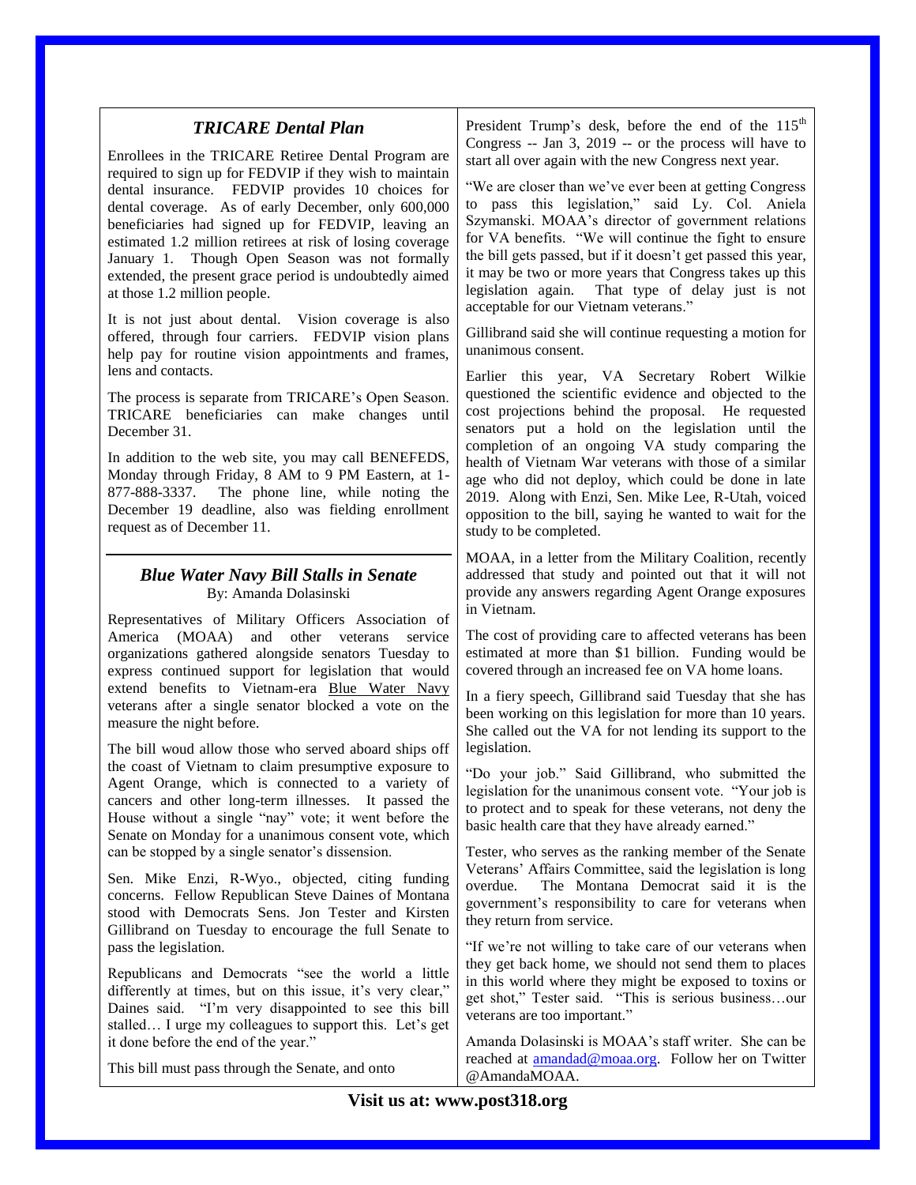## *TRICARE Dental Plan*

Enrollees in the TRICARE Retiree Dental Program are required to sign up for FEDVIP if they wish to maintain dental insurance. FEDVIP provides 10 choices for dental coverage. As of early December, only 600,000 beneficiaries had signed up for FEDVIP, leaving an estimated 1.2 million retirees at risk of losing coverage January 1. Though Open Season was not formally extended, the present grace period is undoubtedly aimed at those 1.2 million people.

It is not just about dental. Vision coverage is also offered, through four carriers. FEDVIP vision plans help pay for routine vision appointments and frames, lens and contacts.

The process is separate from TRICARE's Open Season. TRICARE beneficiaries can make changes until December 31.

In addition to the web site, you may call BENEFEDS, Monday through Friday, 8 AM to 9 PM Eastern, at 1-877-888-3337. The phone line, while noting the December 19 deadline, also was fielding enrollment request as of December 11.

## *Blue Water Navy Bill Stalls in Senate*

By: Amanda Dolasinski

Representatives of Military Officers Association of America (MOAA) and other veterans service organizations gathered alongside senators Tuesday to express continued support for legislation that would extend benefits to Vietnam-era Blue Water Navy veterans after a single senator blocked a vote on the measure the night before.

The bill woud allow those who served aboard ships off the coast of Vietnam to claim presumptive exposure to Agent Orange, which is connected to a variety of cancers and other long-term illnesses. It passed the House without a single "nay" vote; it went before the Senate on Monday for a unanimous consent vote, which can be stopped by a single senator's dissension.

Sen. Mike Enzi, R-Wyo., objected, citing funding concerns. Fellow Republican Steve Daines of Montana stood with Democrats Sens. Jon Tester and Kirsten Gillibrand on Tuesday to encourage the full Senate to pass the legislation.

Republicans and Democrats "see the world a little differently at times, but on this issue, it's very clear," Daines said. "I'm very disappointed to see this bill stalled… I urge my colleagues to support this. Let's get it done before the end of the year."

This bill must pass through the Senate, and onto President Trump's desk, before the end of the 115th Congress -- Jan 3, 2019 -- or the process will have to start all over again with the new Congress next year.

"We are closer than we've ever been at getting Congress to pass this legislation," said Ly. Col. Aniela Szymanski. MOAA's director of government relations for VA benefits. "We will continue the fight to ensure the bill gets passed, but if it doesn't get passed this year, it may be two or more years that Congress takes up this legislation again. That type of delay just is not acceptable for our Vietnam veterans."

Gillibrand said she will continue requesting a motion for unanimous consent.

Earlier this year, VA Secretary Robert Wilkie questioned the scientific evidence and objected to the cost projections behind the proposal. He requested senators put a hold on the legislation until the completion of an ongoing VA study comparing the health of Vietnam War veterans with those of a similar age who did not deploy, which could be done in late 2019. Along with Enzi, Sen. Mike Lee, R-Utah, voiced opposition to the bill, saying he wanted to wait for the study to be completed.

MOAA, in a letter from the Military Coalition, recently addressed that study and pointed out that it will not provide any answers regarding Agent Orange exposures in Vietnam.

The cost of providing care to affected veterans has been estimated at more than $1 billion. Funding would be covered through an increased fee on VA home loans.

In a fiery speech, Gillibrand said Tuesday that she has been working on this legislation for more than 10 years. She called out the VA for not lending its support to the legislation.

"Do your job." Said Gillibrand, who submitted the legislation for the unanimous consent vote. "Your job is to protect and to speak for these veterans, not deny the basic health care that they have already earned."

Tester, who serves as the ranking member of the Senate Veterans' Affairs Committee, said the legislation is long overdue. The Montana Democrat said it is the government's responsibility to care for veterans when they return from service.

"If we're not willing to take care of our veterans when they get back home, we should not send them to places in this world where they might be exposed to toxins or get shot," Tester said. "This is serious business…our veterans are too important."

Amanda Dolasinski is MOAA's staff writer. She can be reached at amandad@moaa.org. Follow her on Twitter @AmandaMOAA.

**Visit us at: www.post318.org**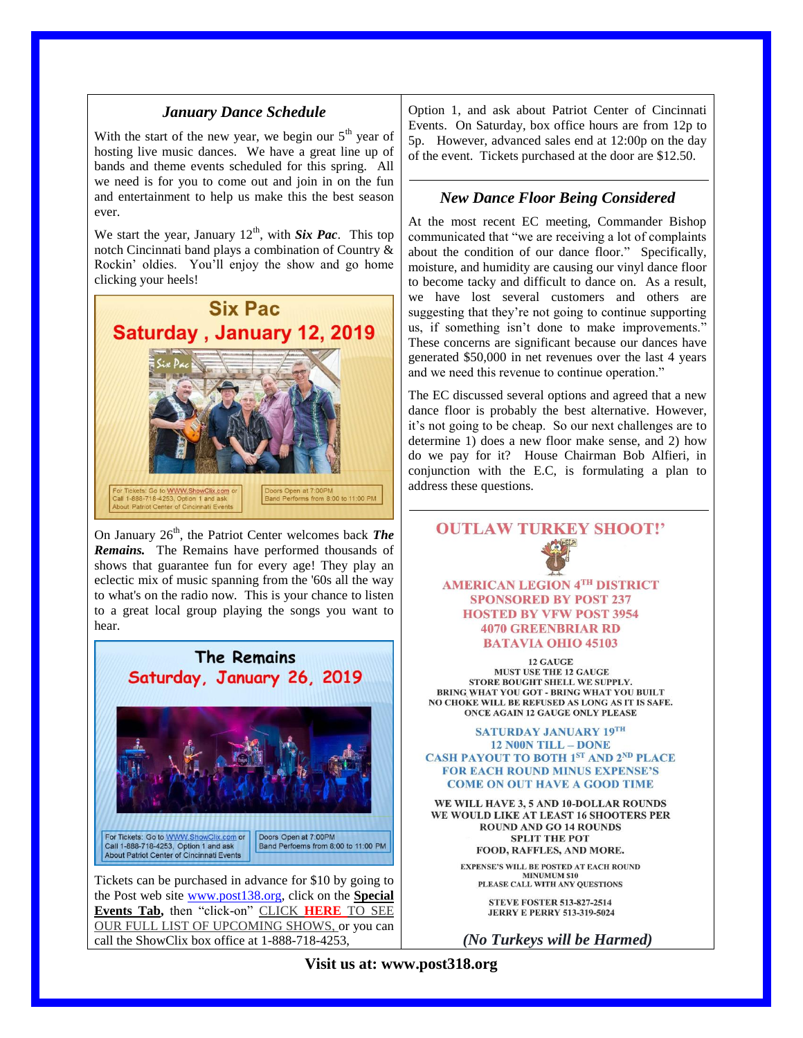### *January Dance Schedule*

With the start of the new year, we begin our 5th year of hosting live music dances. We have a great line up of bands and theme events scheduled for this spring. All we need is for you to come out and join in on the fun and entertainment to help us make this the best season ever.

We start the year, January 12th, with ***Six Pac***. This top notch Cincinnati band plays a combination of Country & Rockin' oldies. You'll enjoy the show and go home clicking your heels!

**Six Pac**
**Saturday , January 12, 2019**

For Tickets: Go to WWW.ShowClix.com or Call 1-888-718-4253, Option 1 and ask About Patriot Center of Cincinnati Events

Doors Open at 7:00PM
Band Performs from 8:00 to 11:00 PM

On January 26th, the Patriot Center welcomes back ***The Remains.*** The Remains have performed thousands of shows that guarantee fun for every age! They play an eclectic mix of music spanning from the '60s all the way to what's on the radio now. This is your chance to listen to a great local group playing the songs you want to hear.

**The Remains**
**Saturday, January 26, 2019**

For Tickets: Go to WWW.ShowClix.com or Call 1-888-718-4253, Option 1 and ask About Patriot Center of Cincinnati Events

Doors Open at 7:00PM
Band Perfoems from 8:00 to 11:00 PM

Tickets can be purchased in advance for $10 by going to the Post web site www.post138.org, click on the **Special Events Tab**, then "click-on" CLICK **HERE** TO SEE OUR FULL LIST OF UPCOMING SHOWS, or you can call the ShowClix box office at 1-888-718-4253, Option 1, and ask about Patriot Center of Cincinnati Events. On Saturday, box office hours are from 12p to 5p. However, advanced sales end at 12:00p on the day of the event. Tickets purchased at the door are $12.50.

---

### *New Dance Floor Being Considered*

At the most recent EC meeting, Commander Bishop communicated that "we are receiving a lot of complaints about the condition of our dance floor." Specifically, moisture, and humidity are causing our vinyl dance floor to become tacky and difficult to dance on. As a result, we have lost several customers and others are suggesting that they're not going to continue supporting us, if something isn't done to make improvements." These concerns are significant because our dances have generated $50,000 in net revenues over the last 4 years and we need this revenue to continue operation."

The EC discussed several options and agreed that a new dance floor is probably the best alternative. However, it's not going to be cheap. So our next challenges are to determine 1) does a new floor make sense, and 2) how do we pay for it? House Chairman Bob Alfieri, in conjunction with the E.C, is formulating a plan to address these questions.

---

**OUTLAW TURKEY SHOOT!'**

**AMERICAN LEGION 4TH DISTRICT**
**SPONSORED BY POST 237**
**HOSTED BY VFW POST 3954**
**4070 GREENBRIAR RD**
**BATAVIA OHIO 45103**

12 GAUGE
MUST USE THE 12 GAUGE
STORE BOUGHT SHELL WE SUPPLY.
BRING WHAT YOU GOT - BRING WHAT YOU BUILT
NO CHOKE WILL BE REFUSED AS LONG AS IT IS SAFE.
ONCE AGAIN 12 GAUGE ONLY PLEASE

**SATURDAY JANUARY 19TH**
**12 N00N TILL – DONE**
**CASH PAYOUT TO BOTH 1ST AND 2ND PLACE**
**FOR EACH ROUND MINUS EXPENSE'S**
**COME ON OUT HAVE A GOOD TIME**

WE WILL HAVE 3, 5 AND 10-DOLLAR ROUNDS
WE WOULD LIKE AT LEAST 16 SHOOTERS PER ROUND AND GO 14 ROUNDS
SPLIT THE POT
FOOD, RAFFLES, AND MORE.

EXPENSE'S WILL BE POSTED AT EACH ROUND
MINUMUM $10
PLEASE CALL WITH ANY QUESTIONS

STEVE FOSTER 513-827-2514
JERRY E PERRY 513-319-5024

***(No Turkeys will be Harmed)***

**Visit us at: www.post318.org**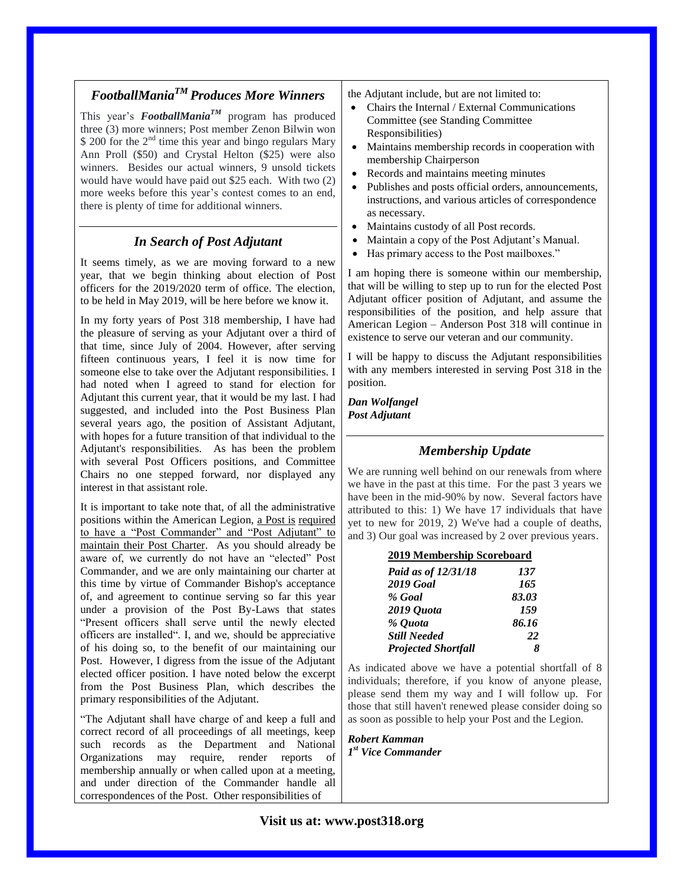## *FootballMania™ Produces More Winners*

This year's ***FootballMania™*** program has produced three (3) more winners; Post member Zenon Bilwin won $ 200 for the 2nd time this year and bingo regulars Mary Ann Proll ($50) and Crystal Helton ($25) were also winners. Besides our actual winners, 9 unsold tickets would have would have paid out $25 each. With two (2) more weeks before this year's contest comes to an end, there is plenty of time for additional winners.

## *In Search of Post Adjutant*

It seems timely, as we are moving forward to a new year, that we begin thinking about election of Post officers for the 2019/2020 term of office. The election, to be held in May 2019, will be here before we know it.

In my forty years of Post 318 membership, I have had the pleasure of serving as your Adjutant over a third of that time, since July of 2004. However, after serving fifteen continuous years, I feel it is now time for someone else to take over the Adjutant responsibilities. I had noted when I agreed to stand for election for Adjutant this current year, that it would be my last. I had suggested, and included into the Post Business Plan several years ago, the position of Assistant Adjutant, with hopes for a future transition of that individual to the Adjutant's responsibilities. As has been the problem with several Post Officers positions, and Committee Chairs no one stepped forward, nor displayed any interest in that assistant role.

It is important to take note that, of all the administrative positions within the American Legion, <u>a Post is required to have a "Post Commander" and "Post Adjutant" to maintain their Post Charter</u>. As you should already be aware of, we currently do not have an "elected" Post Commander, and we are only maintaining our charter at this time by virtue of Commander Bishop's acceptance of, and agreement to continue serving so far this year under a provision of the Post By-Laws that states "Present officers shall serve until the newly elected officers are installed". I, and we, should be appreciative of his doing so, to the benefit of our maintaining our Post. However, I digress from the issue of the Adjutant elected officer position. I have noted below the excerpt from the Post Business Plan, which describes the primary responsibilities of the Adjutant.

"The Adjutant shall have charge of and keep a full and correct record of all proceedings of all meetings, keep such records as the Department and National Organizations may require, render reports of membership annually or when called upon at a meeting, and under direction of the Commander handle all correspondences of the Post. Other responsibilities of the Adjutant include, but are not limited to:

- Chairs the Internal / External Communications Committee (see Standing Committee Responsibilities)
- Maintains membership records in cooperation with membership Chairperson
- Records and maintains meeting minutes
- Publishes and posts official orders, announcements, instructions, and various articles of correspondence as necessary.
- Maintains custody of all Post records.
- Maintain a copy of the Post Adjutant's Manual.
- Has primary access to the Post mailboxes."

I am hoping there is someone within our membership, that will be willing to step up to run for the elected Post Adjutant officer position of Adjutant, and assume the responsibilities of the position, and help assure that American Legion – Anderson Post 318 will continue in existence to serve our veteran and our community.

I will be happy to discuss the Adjutant responsibilities with any members interested in serving Post 318 in the position.

***Dan Wolfangel***
***Post Adjutant***

## *Membership Update*

We are running well behind on our renewals from where we have in the past at this time. For the past 3 years we have been in the mid-90% by now. Several factors have attributed to this: 1) We have 17 individuals that have yet to new for 2019, 2) We've had a couple of deaths, and 3) Our goal was increased by 2 over previous years.

**<u>2019 Membership Scoreboard</u>**

| | |
|---|---|
| ***Paid as of 12/31/18*** | ***137*** |
| ***2019 Goal*** | ***165*** |
| ***% Goal*** | ***83.03*** |
| ***2019 Quota*** | ***159*** |
| ***% Quota*** | ***86.16*** |
| ***Still Needed*** | ***22*** |
| ***Projected Shortfall*** | ***8*** |

As indicated above we have a potential shortfall of 8 individuals; therefore, if you know of anyone please, please send them my way and I will follow up. For those that still haven't renewed please consider doing so as soon as possible to help your Post and the Legion.

***Robert Kamman***
***1st Vice Commander***

**Visit us at: www.post318.org**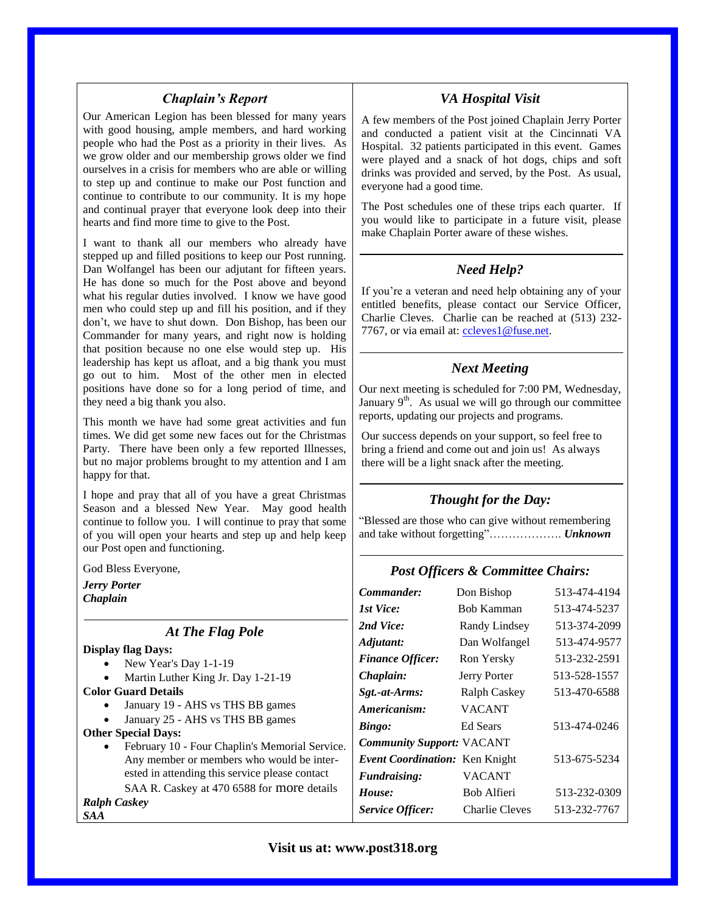## *Chaplain's Report*

Our American Legion has been blessed for many years with good housing, ample members, and hard working people who had the Post as a priority in their lives. As we grow older and our membership grows older we find ourselves in a crisis for members who are able or willing to step up and continue to make our Post function and continue to contribute to our community. It is my hope and continual prayer that everyone look deep into their hearts and find more time to give to the Post.

I want to thank all our members who already have stepped up and filled positions to keep our Post running. Dan Wolfangel has been our adjutant for fifteen years. He has done so much for the Post above and beyond what his regular duties involved. I know we have good men who could step up and fill his position, and if they don't, we have to shut down. Don Bishop, has been our Commander for many years, and right now is holding that position because no one else would step up. His leadership has kept us afloat, and a big thank you must go out to him. Most of the other men in elected positions have done so for a long period of time, and they need a big thank you also.

This month we have had some great activities and fun times. We did get some new faces out for the Christmas Party. There have been only a few reported Illnesses, but no major problems brought to my attention and I am happy for that.

I hope and pray that all of you have a great Christmas Season and a blessed New Year. May good health continue to follow you. I will continue to pray that some of you will open your hearts and step up and help keep our Post open and functioning.

God Bless Everyone,

***Jerry Porter***
***Chaplain***

## *At The Flag Pole*

**Display flag Days:**

- New Year's Day 1-1-19
- Martin Luther King Jr. Day 1-21-19

**Color Guard Details**

- January 19 - AHS vs THS BB games
- January 25 - AHS vs THS BB games

**Other Special Days:**

- February 10 - Four Chaplin's Memorial Service. Any member or members who would be interested in attending this service please contact SAA R. Caskey at 470 6588 for more details

***Ralph Caskey***
***SAA***

## *VA Hospital Visit*

A few members of the Post joined Chaplain Jerry Porter and conducted a patient visit at the Cincinnati VA Hospital. 32 patients participated in this event. Games were played and a snack of hot dogs, chips and soft drinks was provided and served, by the Post. As usual, everyone had a good time.

The Post schedules one of these trips each quarter. If you would like to participate in a future visit, please make Chaplain Porter aware of these wishes.

## *Need Help?*

If you're a veteran and need help obtaining any of your entitled benefits, please contact our Service Officer, Charlie Cleves. Charlie can be reached at (513) 232-7767, or via email at: ccleves1@fuse.net.

## *Next Meeting*

Our next meeting is scheduled for 7:00 PM, Wednesday, January 9th. As usual we will go through our committee reports, updating our projects and programs.

Our success depends on your support, so feel free to bring a friend and come out and join us! As always there will be a light snack after the meeting.

## *Thought for the Day:*

"Blessed are those who can give without remembering and take without forgetting"………………. ***Unknown***

## *Post Officers & Committee Chairs:*

| | | |
|---|---|---|
| ***Commander:*** | Don Bishop | 513-474-4194 |
| ***1st Vice:*** | Bob Kamman | 513-474-5237 |
| ***2nd Vice:*** | Randy Lindsey | 513-374-2099 |
| ***Adjutant:*** | Dan Wolfangel | 513-474-9577 |
| ***Finance Officer:*** | Ron Yersky | 513-232-2591 |
| ***Chaplain:*** | Jerry Porter | 513-528-1557 |
| ***Sgt.-at-Arms:*** | Ralph Caskey | 513-470-6588 |
| ***Americanism:*** | VACANT | |
| ***Bingo:*** | Ed Sears | 513-474-0246 |
| ***Community Support:*** | VACANT | |
| ***Event Coordination:*** | Ken Knight | 513-675-5234 |
| ***Fundraising:*** | VACANT | |
| ***House:*** | Bob Alfieri | 513-232-0309 |
| ***Service Officer:*** | Charlie Cleves | 513-232-7767 |

**Visit us at: www.post318.org**